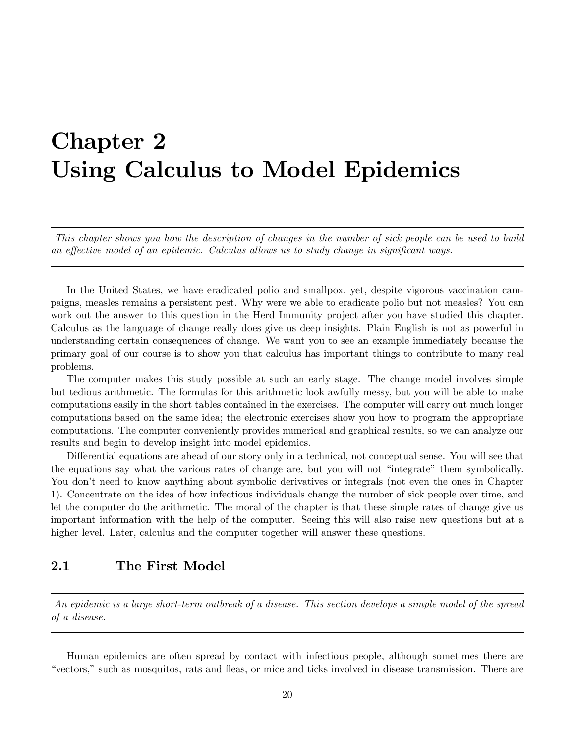# Chapter 2
# Using Calculus to Model Epidemics

---

*This chapter shows you how the description of changes in the number of sick people can be used to build an effective model of an epidemic. Calculus allows us to study change in significant ways.*

---

In the United States, we have eradicated polio and smallpox, yet, despite vigorous vaccination campaigns, measles remains a persistent pest. Why were we able to eradicate polio but not measles? You can work out the answer to this question in the Herd Immunity project after you have studied this chapter. Calculus as the language of change really does give us deep insights. Plain English is not as powerful in understanding certain consequences of change. We want you to see an example immediately because the primary goal of our course is to show you that calculus has important things to contribute to many real problems.

The computer makes this study possible at such an early stage. The change model involves simple but tedious arithmetic. The formulas for this arithmetic look awfully messy, but you will be able to make computations easily in the short tables contained in the exercises. The computer will carry out much longer computations based on the same idea; the electronic exercises show you how to program the appropriate computations. The computer conveniently provides numerical and graphical results, so we can analyze our results and begin to develop insight into model epidemics.

Differential equations are ahead of our story only in a technical, not conceptual sense. You will see that the equations say what the various rates of change are, but you will not "integrate" them symbolically. You don't need to know anything about symbolic derivatives or integrals (not even the ones in Chapter 1). Concentrate on the idea of how infectious individuals change the number of sick people over time, and let the computer do the arithmetic. The moral of the chapter is that these simple rates of change give us important information with the help of the computer. Seeing this will also raise new questions but at a higher level. Later, calculus and the computer together will answer these questions.

## 2.1 The First Model

---

*An epidemic is a large short-term outbreak of a disease. This section develops a simple model of the spread of a disease.*

---

Human epidemics are often spread by contact with infectious people, although sometimes there are "vectors," such as mosquitos, rats and fleas, or mice and ticks involved in disease transmission. There are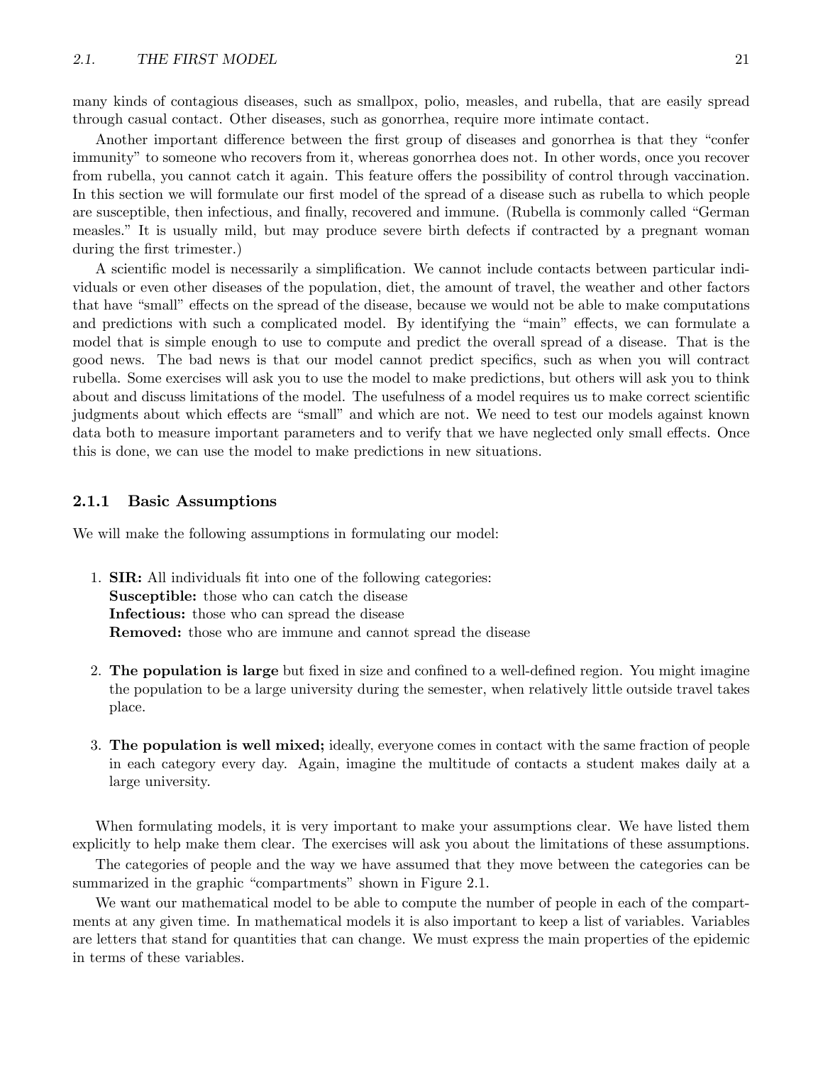many kinds of contagious diseases, such as smallpox, polio, measles, and rubella, that are easily spread through casual contact. Other diseases, such as gonorrhea, require more intimate contact.

Another important difference between the first group of diseases and gonorrhea is that they "confer immunity" to someone who recovers from it, whereas gonorrhea does not. In other words, once you recover from rubella, you cannot catch it again. This feature offers the possibility of control through vaccination. In this section we will formulate our first model of the spread of a disease such as rubella to which people are susceptible, then infectious, and finally, recovered and immune. (Rubella is commonly called "German measles." It is usually mild, but may produce severe birth defects if contracted by a pregnant woman during the first trimester.)

A scientific model is necessarily a simplification. We cannot include contacts between particular individuals or even other diseases of the population, diet, the amount of travel, the weather and other factors that have "small" effects on the spread of the disease, because we would not be able to make computations and predictions with such a complicated model. By identifying the "main" effects, we can formulate a model that is simple enough to use to compute and predict the overall spread of a disease. That is the good news. The bad news is that our model cannot predict specifics, such as when you will contract rubella. Some exercises will ask you to use the model to make predictions, but others will ask you to think about and discuss limitations of the model. The usefulness of a model requires us to make correct scientific judgments about which effects are "small" and which are not. We need to test our models against known data both to measure important parameters and to verify that we have neglected only small effects. Once this is done, we can use the model to make predictions in new situations.

### 2.1.1 Basic Assumptions

We will make the following assumptions in formulating our model:

1. **SIR:** All individuals fit into one of the following categories:
   **Susceptible:** those who can catch the disease
   **Infectious:** those who can spread the disease
   **Removed:** those who are immune and cannot spread the disease

2. **The population is large** but fixed in size and confined to a well-defined region. You might imagine the population to be a large university during the semester, when relatively little outside travel takes place.

3. **The population is well mixed;** ideally, everyone comes in contact with the same fraction of people in each category every day. Again, imagine the multitude of contacts a student makes daily at a large university.

When formulating models, it is very important to make your assumptions clear. We have listed them explicitly to help make them clear. The exercises will ask you about the limitations of these assumptions.

The categories of people and the way we have assumed that they move between the categories can be summarized in the graphic "compartments" shown in Figure 2.1.

We want our mathematical model to be able to compute the number of people in each of the compartments at any given time. In mathematical models it is also important to keep a list of variables. Variables are letters that stand for quantities that can change. We must express the main properties of the epidemic in terms of these variables.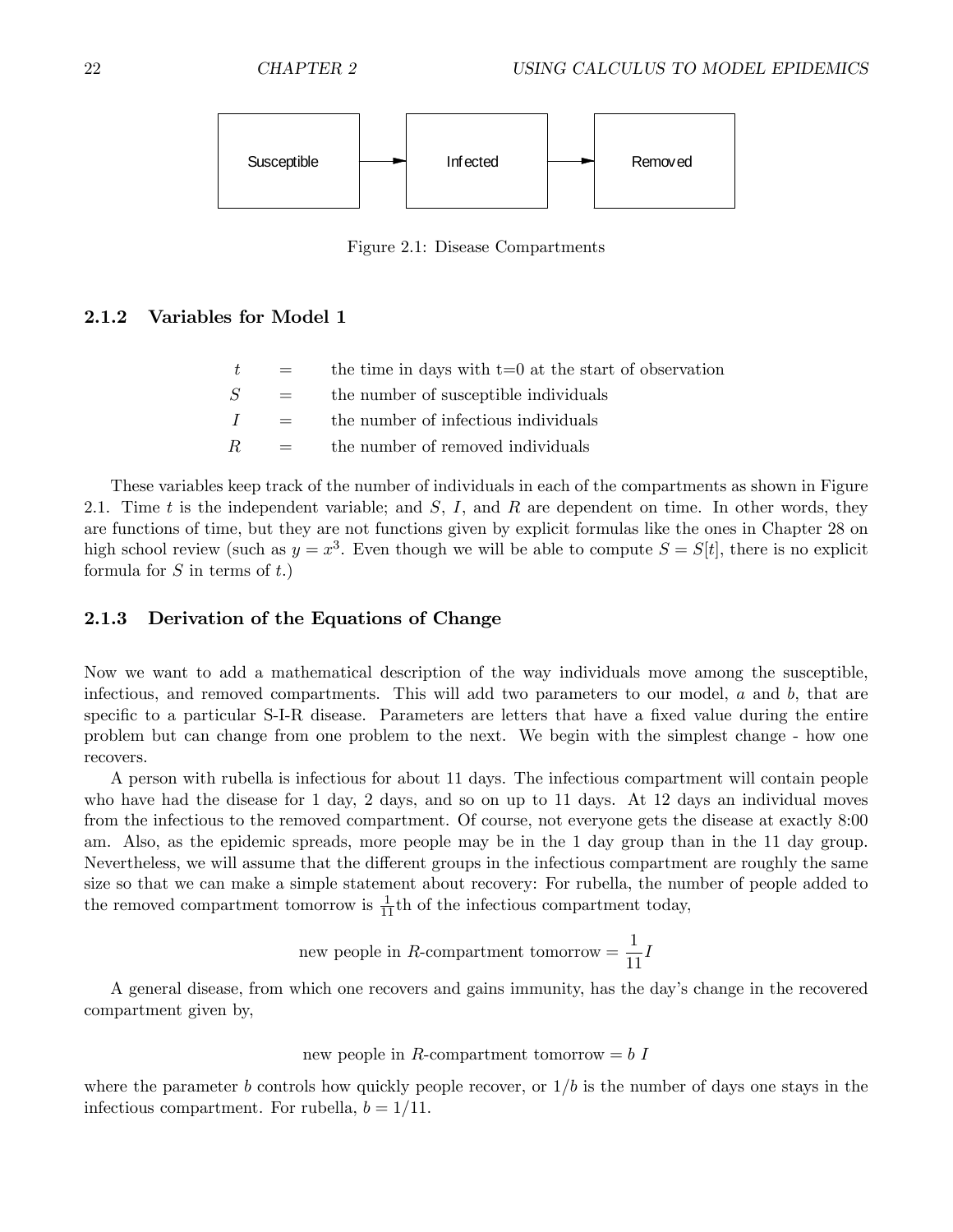Susceptible → Infected → Removed

Figure 2.1: Disease Compartments

### 2.1.2 Variables for Model 1

$t$ = the time in days with t=0 at the start of observation

$S$ = the number of susceptible individuals

$I$ = the number of infectious individuals

$R$ = the number of removed individuals

These variables keep track of the number of individuals in each of the compartments as shown in Figure 2.1. Time $t$ is the independent variable; and $S$, $I$, and $R$ are dependent on time. In other words, they are functions of time, but they are not functions given by explicit formulas like the ones in Chapter 28 on high school review (such as $y = x^3$. Even though we will be able to compute $S = S[t]$, there is no explicit formula for $S$ in terms of $t$.)

### 2.1.3 Derivation of the Equations of Change

Now we want to add a mathematical description of the way individuals move among the susceptible, infectious, and removed compartments. This will add two parameters to our model, $a$ and $b$, that are specific to a particular S-I-R disease. Parameters are letters that have a fixed value during the entire problem but can change from one problem to the next. We begin with the simplest change - how one recovers.

A person with rubella is infectious for about 11 days. The infectious compartment will contain people who have had the disease for 1 day, 2 days, and so on up to 11 days. At 12 days an individual moves from the infectious to the removed compartment. Of course, not everyone gets the disease at exactly 8:00 am. Also, as the epidemic spreads, more people may be in the 1 day group than in the 11 day group. Nevertheless, we will assume that the different groups in the infectious compartment are roughly the same size so that we can make a simple statement about recovery: For rubella, the number of people added to the removed compartment tomorrow is $\frac{1}{11}$th of the infectious compartment today,

$$\text{new people in } R\text{-compartment tomorrow} = \frac{1}{11} I$$

A general disease, from which one recovers and gains immunity, has the day's change in the recovered compartment given by,

$$\text{new people in } R\text{-compartment tomorrow} = b\ I$$

where the parameter $b$ controls how quickly people recover, or $1/b$ is the number of days one stays in the infectious compartment. For rubella, $b = 1/11$.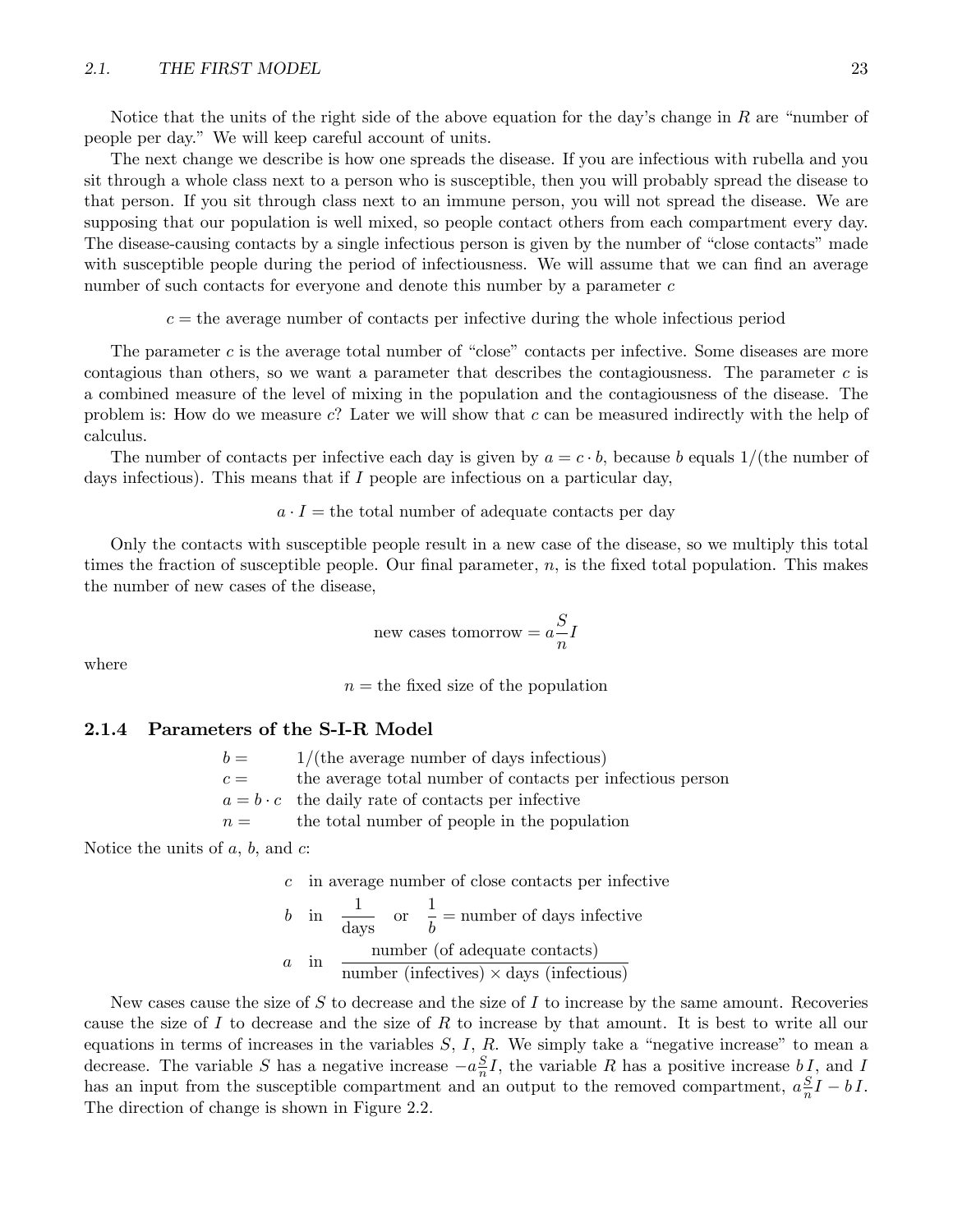Notice that the units of the right side of the above equation for the day's change in $R$ are "number of people per day." We will keep careful account of units.

The next change we describe is how one spreads the disease. If you are infectious with rubella and you sit through a whole class next to a person who is susceptible, then you will probably spread the disease to that person. If you sit through class next to an immune person, you will not spread the disease. We are supposing that our population is well mixed, so people contact others from each compartment every day. The disease-causing contacts by a single infectious person is given by the number of "close contacts" made with susceptible people during the period of infectiousness. We will assume that we can find an average number of such contacts for everyone and denote this number by a parameter $c$

$$c = \text{the average number of contacts per infective during the whole infectious period}$$

The parameter $c$ is the average total number of "close" contacts per infective. Some diseases are more contagious than others, so we want a parameter that describes the contagiousness. The parameter $c$ is a combined measure of the level of mixing in the population and the contagiousness of the disease. The problem is: How do we measure $c$? Later we will show that $c$ can be measured indirectly with the help of calculus.

The number of contacts per infective each day is given by $a = c \cdot b$, because $b$ equals 1/(the number of days infectious). This means that if $I$ people are infectious on a particular day,

$$a \cdot I = \text{the total number of adequate contacts per day}$$

Only the contacts with susceptible people result in a new case of the disease, so we multiply this total times the fraction of susceptible people. Our final parameter, $n$, is the fixed total population. This makes the number of new cases of the disease,

$$\text{new cases tomorrow} = a \frac{S}{n} I$$

where

$$n = \text{the fixed size of the population}$$

### 2.1.4 Parameters of the S-I-R Model

| | |
|---|---|
| $b =$ | 1/(the average number of days infectious) |
| $c =$ | the average total number of contacts per infectious person |
| $a = b \cdot c$ | the daily rate of contacts per infective |
| $n =$ | the total number of people in the population |

Notice the units of $a$, $b$, and $c$:

$c$ in average number of close contacts per infective

$b$ in $\dfrac{1}{\text{days}}$ or $\dfrac{1}{b} = \text{number of days infective}$

$a$ in $\dfrac{\text{number (of adequate contacts)}}{\text{number (infectives)} \times \text{days (infectious)}}$

New cases cause the size of $S$ to decrease and the size of $I$ to increase by the same amount. Recoveries cause the size of $I$ to decrease and the size of $R$ to increase by that amount. It is best to write all our equations in terms of increases in the variables $S$, $I$, $R$. We simply take a "negative increase" to mean a decrease. The variable $S$ has a negative increase $-a\frac{S}{n}I$, the variable $R$ has a positive increase $b\,I$, and $I$ has an input from the susceptible compartment and an output to the removed compartment, $a\frac{S}{n}I - b\,I$. The direction of change is shown in Figure 2.2.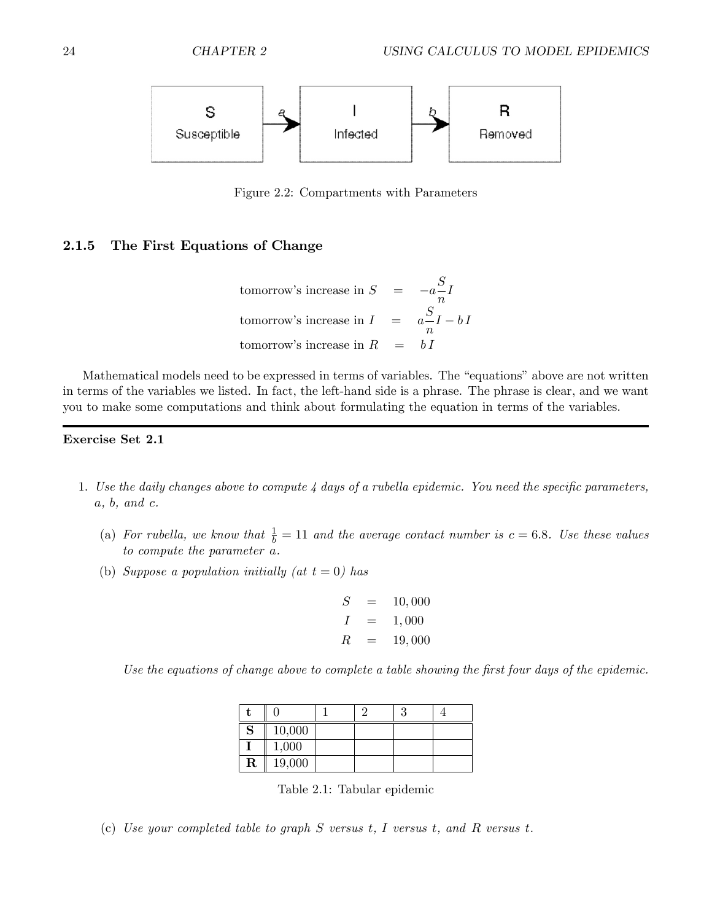S Susceptible → a → I Infected → b → R Removed

Figure 2.2: Compartments with Parameters

### 2.1.5 The First Equations of Change

$$
\begin{aligned}
\text{tomorrow's increase in } S &= -a\frac{S}{n}I \\
\text{tomorrow's increase in } I &= a\frac{S}{n}I - b\,I \\
\text{tomorrow's increase in } R &= b\,I
\end{aligned}
$$

Mathematical models need to be expressed in terms of variables. The "equations" above are not written in terms of the variables we listed. In fact, the left-hand side is a phrase. The phrase is clear, and we want you to make some computations and think about formulating the equation in terms of the variables.

---

**Exercise Set 2.1**

1. *Use the daily changes above to compute 4 days of a rubella epidemic. You need the specific parameters, a, b, and c.*

   (a) *For rubella, we know that* $\frac{1}{b} = 11$ *and the average contact number is* $c = 6.8$*. Use these values to compute the parameter* $a$*.*

   (b) *Suppose a population initially (at* $t = 0$*) has*

   $$
   \begin{aligned}
   S &= 10,000 \\
   I &= 1,000 \\
   R &= 19,000
   \end{aligned}
   $$

   *Use the equations of change above to complete a table showing the first four days of the epidemic.*

   | t | 0 | 1 | 2 | 3 | 4 |
   |---|---|---|---|---|---|
   | S | 10,000 | | | | |
   | I | 1,000 | | | | |
   | R | 19,000 | | | | |

   Table 2.1: Tabular epidemic

   (c) *Use your completed table to graph* $S$ *versus* $t$*,* $I$ *versus* $t$*, and* $R$ *versus* $t$*.*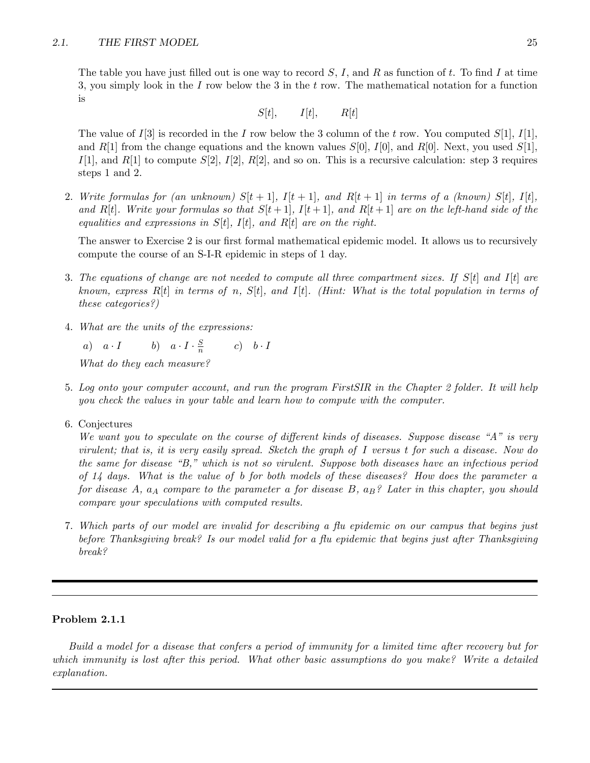The table you have just filled out is one way to record $S$, $I$, and $R$ as function of $t$. To find $I$ at time 3, you simply look in the $I$ row below the 3 in the $t$ row. The mathematical notation for a function is

$$S[t], \qquad I[t], \qquad R[t]$$

The value of $I[3]$ is recorded in the $I$ row below the 3 column of the $t$ row. You computed $S[1]$, $I[1]$, and $R[1]$ from the change equations and the known values $S[0]$, $I[0]$, and $R[0]$. Next, you used $S[1]$, $I[1]$, and $R[1]$ to compute $S[2]$, $I[2]$, $R[2]$, and so on. This is a recursive calculation: step 3 requires steps 1 and 2.

2. *Write formulas for (an unknown) $S[t+1]$, $I[t+1]$, and $R[t+1]$ in terms of a (known) $S[t]$, $I[t]$, and $R[t]$. Write your formulas so that $S[t+1]$, $I[t+1]$, and $R[t+1]$ are on the left-hand side of the equalities and expressions in $S[t]$, $I[t]$, and $R[t]$ are on the right.*

   The answer to Exercise 2 is our first formal mathematical epidemic model. It allows us to recursively compute the course of an S-I-R epidemic in steps of 1 day.

3. *The equations of change are not needed to compute all three compartment sizes. If $S[t]$ and $I[t]$ are known, express $R[t]$ in terms of $n$, $S[t]$, and $I[t]$. (Hint: What is the total population in terms of these categories?)*

4. *What are the units of the expressions:*

   *a)* $a \cdot I$ *b)* $a \cdot I \cdot \frac{S}{n}$ *c)* $b \cdot I$

   *What do they each measure?*

5. *Log onto your computer account, and run the program FirstSIR in the Chapter 2 folder. It will help you check the values in your table and learn how to compute with the computer.*

6. Conjectures

   *We want you to speculate on the course of different kinds of diseases. Suppose disease "A" is very virulent; that is, it is very easily spread. Sketch the graph of $I$ versus $t$ for such a disease. Now do the same for disease "B," which is not so virulent. Suppose both diseases have an infectious period of 14 days. What is the value of $b$ for both models of these diseases? How does the parameter $a$ for disease A, $a_A$ compare to the parameter $a$ for disease B, $a_B$? Later in this chapter, you should compare your speculations with computed results.*

7. *Which parts of our model are invalid for describing a flu epidemic on our campus that begins just before Thanksgiving break? Is our model valid for a flu epidemic that begins just after Thanksgiving break?*

---

**Problem 2.1.1**

*Build a model for a disease that confers a period of immunity for a limited time after recovery but for which immunity is lost after this period. What other basic assumptions do you make? Write a detailed explanation.*

---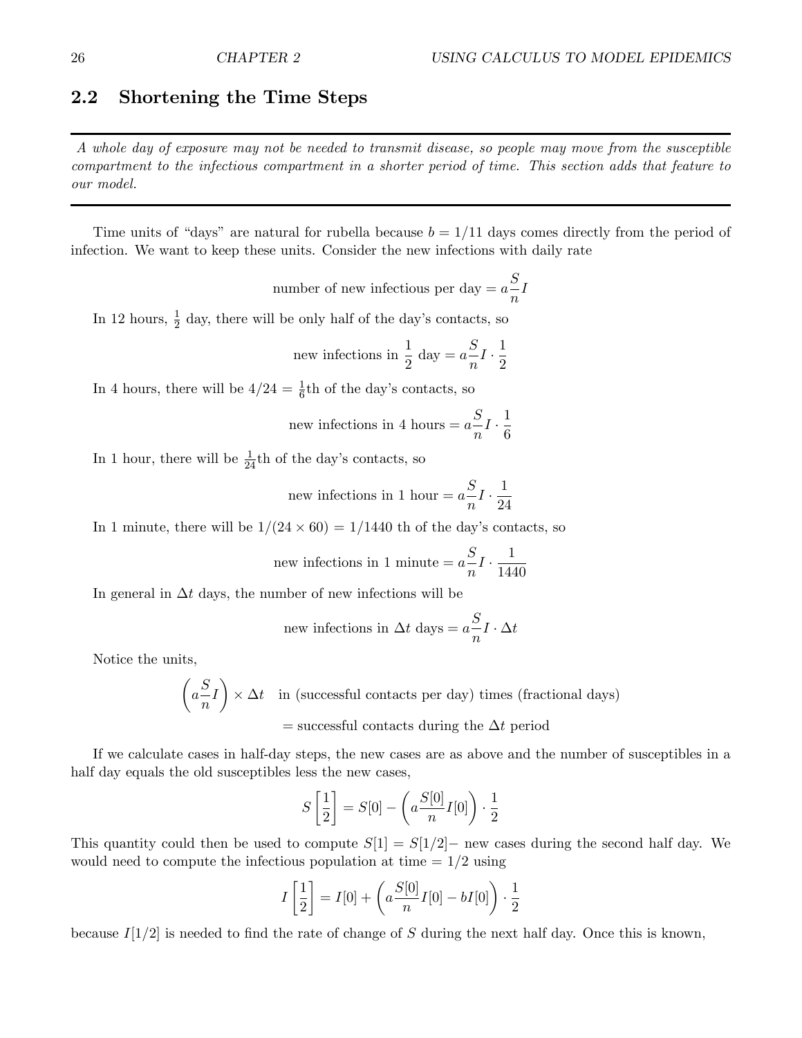## 2.2 Shortening the Time Steps

---

*A whole day of exposure may not be needed to transmit disease, so people may move from the susceptible compartment to the infectious compartment in a shorter period of time. This section adds that feature to our model.*

---

Time units of "days" are natural for rubella because $b = 1/11$ days comes directly from the period of infection. We want to keep these units. Consider the new infections with daily rate

$$\text{number of new infectious per day} = a\frac{S}{n}I$$

In 12 hours, $\frac{1}{2}$ day, there will be only half of the day's contacts, so

$$\text{new infections in } \frac{1}{2} \text{ day} = a\frac{S}{n}I \cdot \frac{1}{2}$$

In 4 hours, there will be $4/24 = \frac{1}{6}$th of the day's contacts, so

$$\text{new infections in 4 hours} = a\frac{S}{n}I \cdot \frac{1}{6}$$

In 1 hour, there will be $\frac{1}{24}$th of the day's contacts, so

$$\text{new infections in 1 hour} = a\frac{S}{n}I \cdot \frac{1}{24}$$

In 1 minute, there will be $1/(24 \times 60) = 1/1440$ th of the day's contacts, so

$$\text{new infections in 1 minute} = a\frac{S}{n}I \cdot \frac{1}{1440}$$

In general in $\Delta t$ days, the number of new infections will be

$$\text{new infections in } \Delta t \text{ days} = a\frac{S}{n}I \cdot \Delta t$$

Notice the units,

$$\left(a\frac{S}{n}I\right) \times \Delta t \quad \text{in (successful contacts per day) times (fractional days)}$$

$$= \text{successful contacts during the } \Delta t \text{ period}$$

If we calculate cases in half-day steps, the new cases are as above and the number of susceptibles in a half day equals the old susceptibles less the new cases,

$$S\left[\frac{1}{2}\right] = S[0] - \left(a\frac{S[0]}{n}I[0]\right) \cdot \frac{1}{2}$$

This quantity could then be used to compute $S[1] = S[1/2]-$ new cases during the second half day. We would need to compute the infectious population at time $= 1/2$ using

$$I\left[\frac{1}{2}\right] = I[0] + \left(a\frac{S[0]}{n}I[0] - bI[0]\right) \cdot \frac{1}{2}$$

because $I[1/2]$ is needed to find the rate of change of $S$ during the next half day. Once this is known,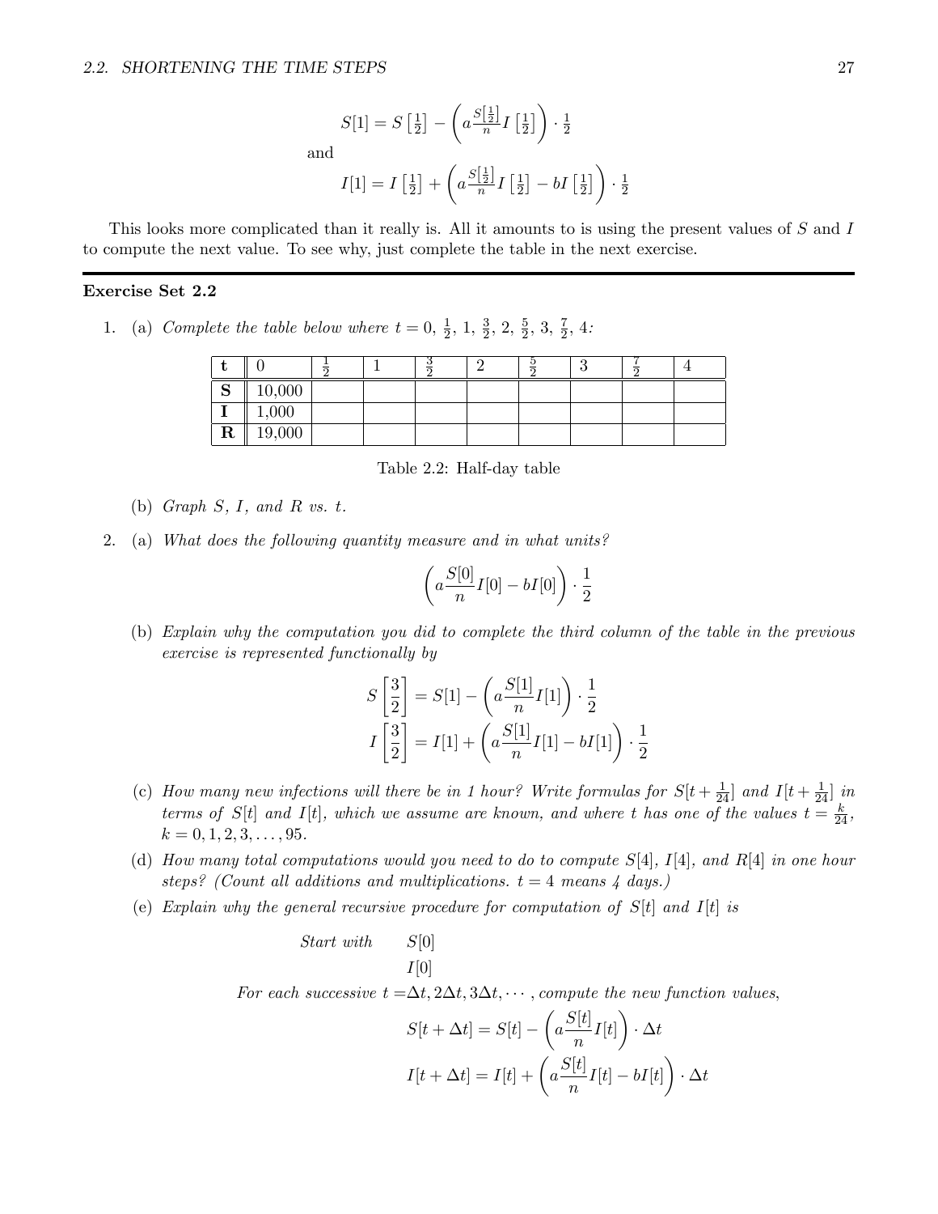$$S[1] = S\left[\tfrac{1}{2}\right] - \left(a \frac{S\left[\frac{1}{2}\right]}{n} I\left[\tfrac{1}{2}\right]\right) \cdot \tfrac{1}{2}$$

and

$$I[1] = I\left[\tfrac{1}{2}\right] + \left(a \frac{S\left[\frac{1}{2}\right]}{n} I\left[\tfrac{1}{2}\right] - bI\left[\tfrac{1}{2}\right]\right) \cdot \tfrac{1}{2}$$

This looks more complicated than it really is. All it amounts to is using the present values of $S$ and $I$ to compute the next value. To see why, just complete the table in the next exercise.

---

### Exercise Set 2.2

1. (a) *Complete the table below where* $t = 0, \frac{1}{2}, 1, \frac{3}{2}, 2, \frac{5}{2}, 3, \frac{7}{2}, 4$*:*

| **t** | 0 | $\frac{1}{2}$ | 1 | $\frac{3}{2}$ | 2 | $\frac{5}{2}$ | 3 | $\frac{7}{2}$ | 4 |
|---|---|---|---|---|---|---|---|---|---|
| **S** | 10,000 | | | | | | | | |
| **I** | 1,000 | | | | | | | | |
| **R** | 19,000 | | | | | | | | |

Table 2.2: Half-day table

   (b) *Graph S, I, and R vs. t.*

2. (a) *What does the following quantity measure and in what units?*

$$\left(a \frac{S[0]}{n} I[0] - bI[0]\right) \cdot \frac{1}{2}$$

   (b) *Explain why the computation you did to complete the third column of the table in the previous exercise is represented functionally by*

$$S\left[\frac{3}{2}\right] = S[1] - \left(a \frac{S[1]}{n} I[1]\right) \cdot \frac{1}{2}$$

$$I\left[\frac{3}{2}\right] = I[1] + \left(a \frac{S[1]}{n} I[1] - bI[1]\right) \cdot \frac{1}{2}$$

   (c) *How many new infections will there be in 1 hour? Write formulas for* $S[t + \frac{1}{24}]$ *and* $I[t + \frac{1}{24}]$ *in terms of* $S[t]$ *and* $I[t]$*, which we assume are known, and where* $t$ *has one of the values* $t = \frac{k}{24}$*,* $k = 0, 1, 2, 3, \ldots, 95$*.*

   (d) *How many total computations would you need to do to compute* $S[4]$*,* $I[4]$*, and* $R[4]$ *in one hour steps? (Count all additions and multiplications.* $t = 4$ *means 4 days.)*

   (e) *Explain why the general recursive procedure for computation of* $S[t]$ *and* $I[t]$ *is*

*Start with* $S[0]$

$I[0]$

*For each successive* $t = \Delta t, 2\Delta t, 3\Delta t, \cdots$*, compute the new function values,*

$$S[t + \Delta t] = S[t] - \left(a \frac{S[t]}{n} I[t]\right) \cdot \Delta t$$

$$I[t + \Delta t] = I[t] + \left(a \frac{S[t]}{n} I[t] - bI[t]\right) \cdot \Delta t$$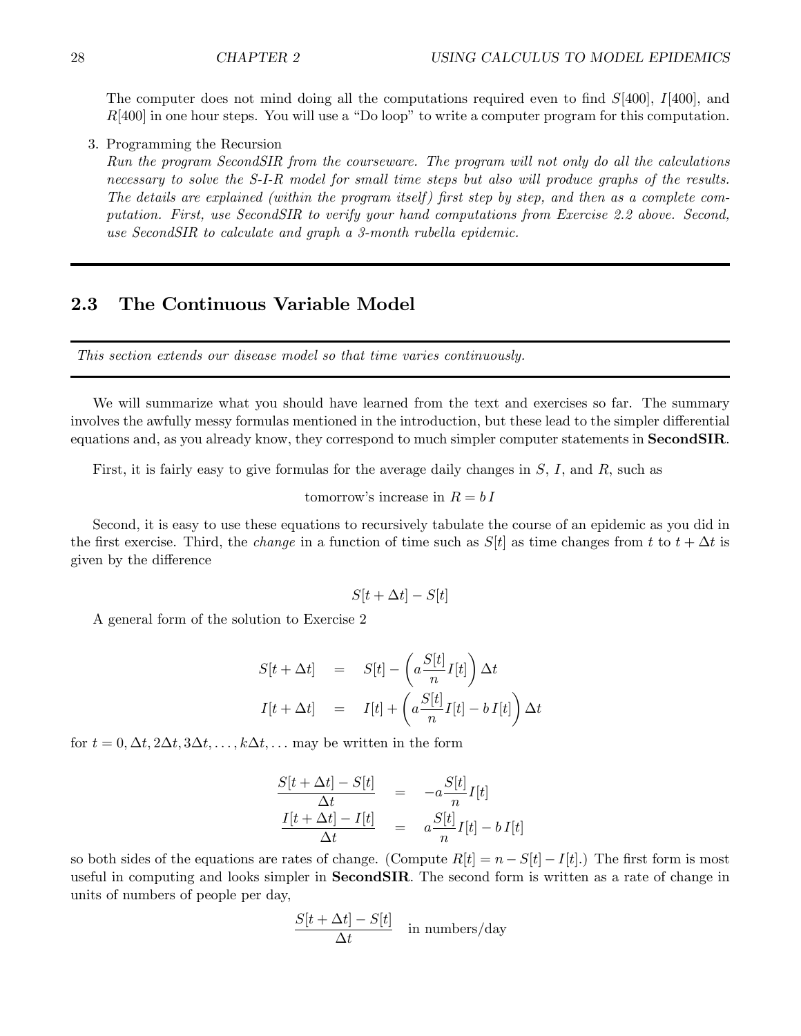The computer does not mind doing all the computations required even to find $S[400]$, $I[400]$, and $R[400]$ in one hour steps. You will use a "Do loop" to write a computer program for this computation.

3. Programming the Recursion
   *Run the program SecondSIR from the courseware. The program will not only do all the calculations necessary to solve the S-I-R model for small time steps but also will produce graphs of the results. The details are explained (within the program itself) first step by step, and then as a complete computation. First, use SecondSIR to verify your hand computations from Exercise 2.2 above. Second, use SecondSIR to calculate and graph a 3-month rubella epidemic.*

---

## 2.3 The Continuous Variable Model

---

*This section extends our disease model so that time varies continuously.*

---

We will summarize what you should have learned from the text and exercises so far. The summary involves the awfully messy formulas mentioned in the introduction, but these lead to the simpler differential equations and, as you already know, they correspond to much simpler computer statements in **SecondSIR**.

First, it is fairly easy to give formulas for the average daily changes in $S$, $I$, and $R$, such as

$$\text{tomorrow's increase in } R = b\,I$$

Second, it is easy to use these equations to recursively tabulate the course of an epidemic as you did in the first exercise. Third, the *change* in a function of time such as $S[t]$ as time changes from $t$ to $t + \Delta t$ is given by the difference

$$S[t + \Delta t] - S[t]$$

A general form of the solution to Exercise 2

$$\begin{aligned}
S[t + \Delta t] &= S[t] - \left( a \frac{S[t]}{n} I[t] \right) \Delta t \\
I[t + \Delta t] &= I[t] + \left( a \frac{S[t]}{n} I[t] - b\,I[t] \right) \Delta t
\end{aligned}$$

for $t = 0, \Delta t, 2\Delta t, 3\Delta t, \ldots, k\Delta t, \ldots$ may be written in the form

$$\begin{aligned}
\frac{S[t + \Delta t] - S[t]}{\Delta t} &= -a \frac{S[t]}{n} I[t] \\
\frac{I[t + \Delta t] - I[t]}{\Delta t} &= a \frac{S[t]}{n} I[t] - b\,I[t]
\end{aligned}$$

so both sides of the equations are rates of change. (Compute $R[t] = n - S[t] - I[t]$.) The first form is most useful in computing and looks simpler in **SecondSIR**. The second form is written as a rate of change in units of numbers of people per day,

$$\frac{S[t + \Delta t] - S[t]}{\Delta t} \quad \text{in numbers/day}$$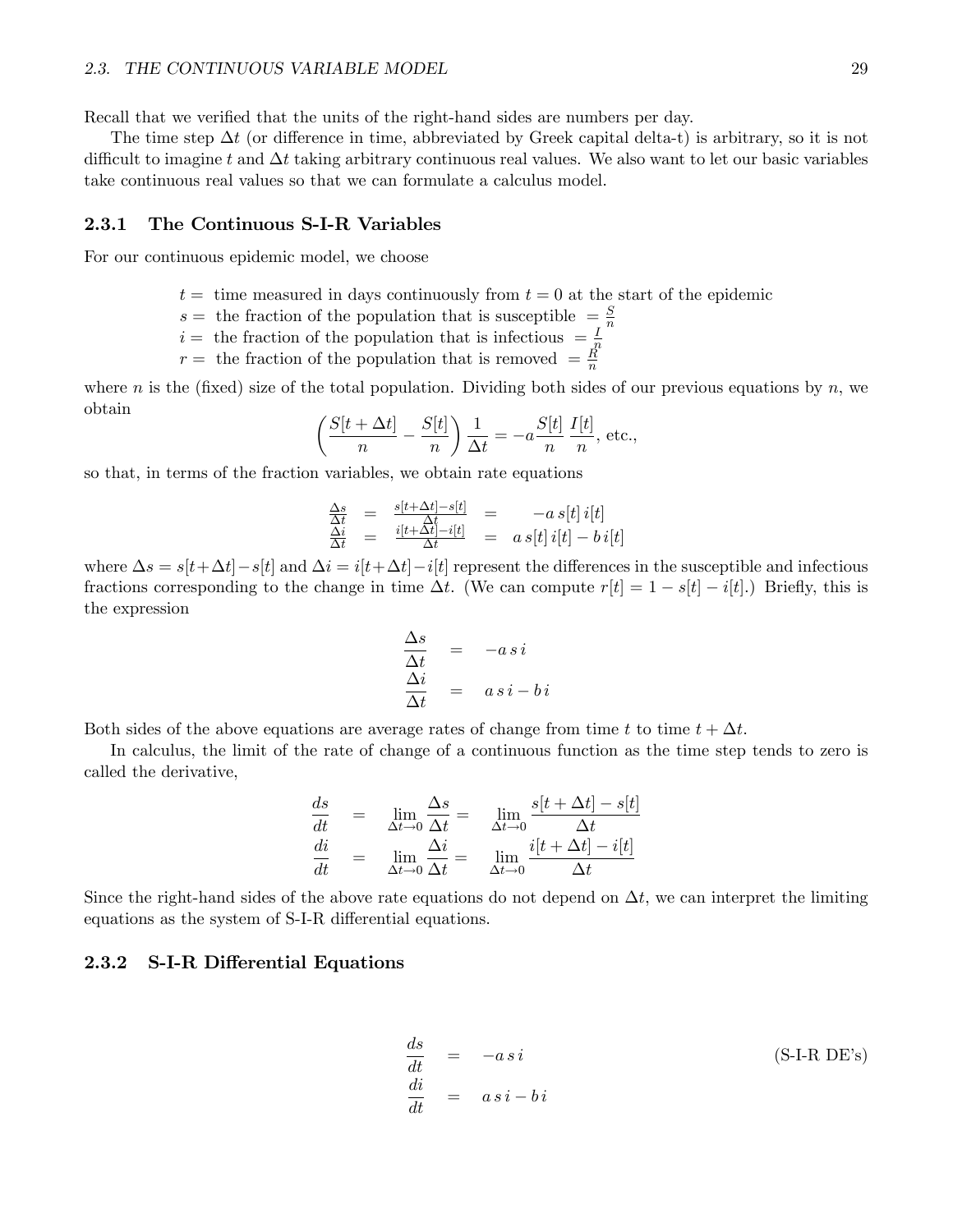Recall that we verified that the units of the right-hand sides are numbers per day.

The time step $\Delta t$ (or difference in time, abbreviated by Greek capital delta-t) is arbitrary, so it is not difficult to imagine $t$ and $\Delta t$ taking arbitrary continuous real values. We also want to let our basic variables take continuous real values so that we can formulate a calculus model.

### 2.3.1 The Continuous S-I-R Variables

For our continuous epidemic model, we choose

$t =$ time measured in days continuously from $t = 0$ at the start of the epidemic
$s =$ the fraction of the population that is susceptible $= \frac{S}{n}$
$i =$ the fraction of the population that is infectious $= \frac{I}{n}$
$r =$ the fraction of the population that is removed $= \frac{R}{n}$

where $n$ is the (fixed) size of the total population. Dividing both sides of our previous equations by $n$, we obtain

$$\left(\frac{S[t+\Delta t]}{n} - \frac{S[t]}{n}\right)\frac{1}{\Delta t} = -a\frac{S[t]}{n}\,\frac{I[t]}{n}, \text{ etc.,}$$

so that, in terms of the fraction variables, we obtain rate equations

$$\begin{aligned}
\frac{\Delta s}{\Delta t} &= \frac{s[t+\Delta t]-s[t]}{\Delta t} &&= -a\,s[t]\,i[t] \\
\frac{\Delta i}{\Delta t} &= \frac{i[t+\Delta t]-i[t]}{\Delta t} &&= a\,s[t]\,i[t] - b\,i[t]
\end{aligned}$$

where $\Delta s = s[t+\Delta t]-s[t]$ and $\Delta i = i[t+\Delta t]-i[t]$ represent the differences in the susceptible and infectious fractions corresponding to the change in time $\Delta t$. (We can compute $r[t] = 1 - s[t] - i[t]$.) Briefly, this is the expression

$$\begin{aligned}
\frac{\Delta s}{\Delta t} &= -a\,s\,i \\
\frac{\Delta i}{\Delta t} &= a\,s\,i - b\,i
\end{aligned}$$

Both sides of the above equations are average rates of change from time $t$ to time $t + \Delta t$.

In calculus, the limit of the rate of change of a continuous function as the time step tends to zero is called the derivative,

$$\begin{aligned}
\frac{ds}{dt} &= \lim_{\Delta t \to 0}\frac{\Delta s}{\Delta t} = \lim_{\Delta t \to 0}\frac{s[t+\Delta t]-s[t]}{\Delta t} \\
\frac{di}{dt} &= \lim_{\Delta t \to 0}\frac{\Delta i}{\Delta t} = \lim_{\Delta t \to 0}\frac{i[t+\Delta t]-i[t]}{\Delta t}
\end{aligned}$$

Since the right-hand sides of the above rate equations do not depend on $\Delta t$, we can interpret the limiting equations as the system of S-I-R differential equations.

### 2.3.2 S-I-R Differential Equations

$$\begin{aligned}
\frac{ds}{dt} &= -a\,s\,i \\
\frac{di}{dt} &= a\,s\,i - b\,i
\end{aligned} \qquad \text{(S-I-R DE's)}$$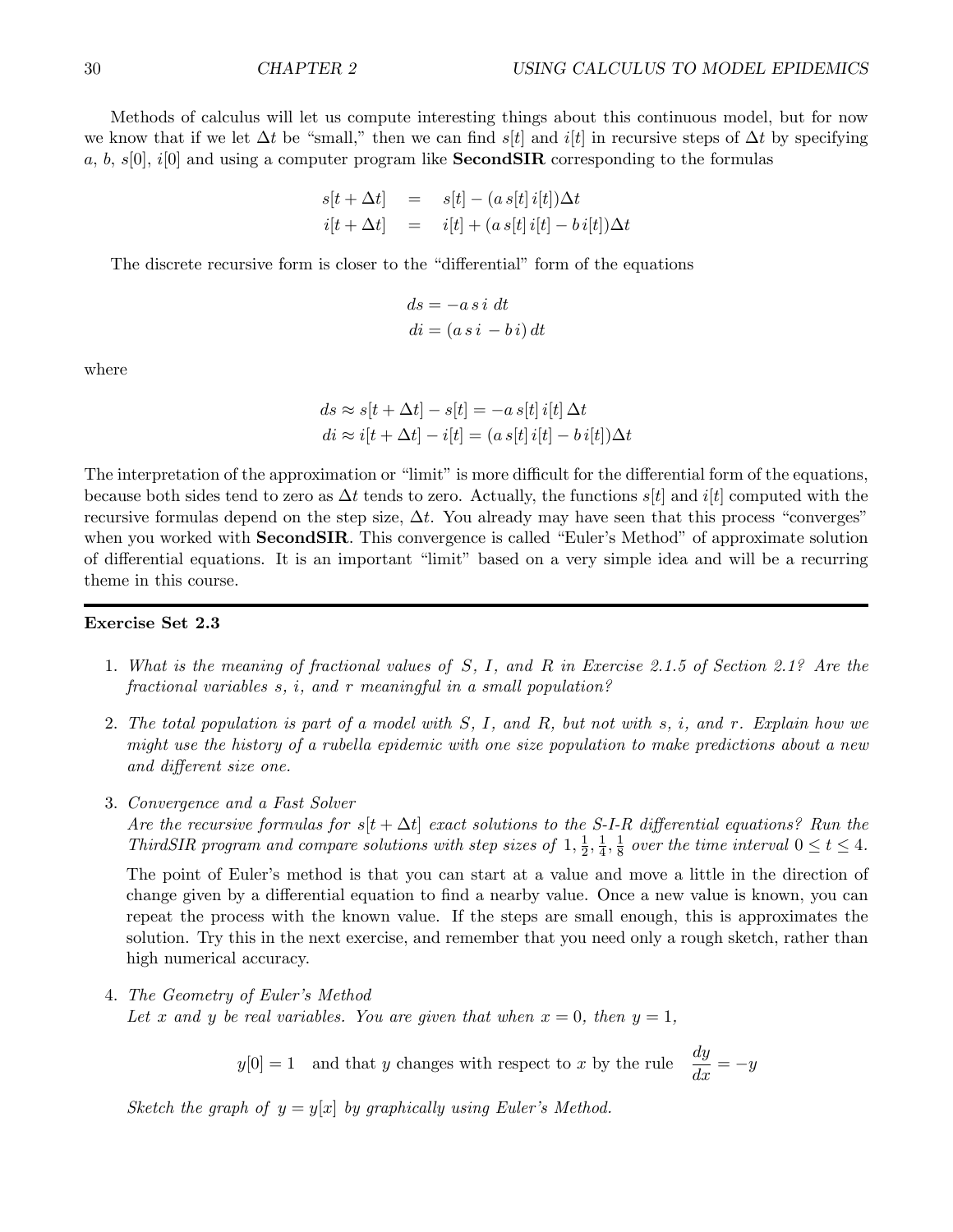Methods of calculus will let us compute interesting things about this continuous model, but for now we know that if we let $\Delta t$ be "small," then we can find $s[t]$ and $i[t]$ in recursive steps of $\Delta t$ by specifying $a$, $b$, $s[0]$, $i[0]$ and using a computer program like **SecondSIR** corresponding to the formulas

$$
\begin{aligned}
s[t + \Delta t] &= s[t] - (a\, s[t]\, i[t])\Delta t \\
i[t + \Delta t] &= i[t] + (a\, s[t]\, i[t] - b\, i[t])\Delta t
\end{aligned}
$$

The discrete recursive form is closer to the "differential" form of the equations

$$
\begin{aligned}
ds &= -a\, s\, i\; dt \\
di &= (a\, s\, i\; - b\, i)\, dt
\end{aligned}
$$

where

$$
\begin{aligned}
ds &\approx s[t + \Delta t] - s[t] = -a\, s[t]\, i[t]\, \Delta t \\
di &\approx i[t + \Delta t] - i[t] = (a\, s[t]\, i[t] - b\, i[t])\Delta t
\end{aligned}
$$

The interpretation of the approximation or "limit" is more difficult for the differential form of the equations, because both sides tend to zero as $\Delta t$ tends to zero. Actually, the functions $s[t]$ and $i[t]$ computed with the recursive formulas depend on the step size, $\Delta t$. You already may have seen that this process "converges" when you worked with **SecondSIR**. This convergence is called "Euler's Method" of approximate solution of differential equations. It is an important "limit" based on a very simple idea and will be a recurring theme in this course.

---

**Exercise Set 2.3**

1. *What is the meaning of fractional values of $S$, $I$, and $R$ in Exercise 2.1.5 of Section 2.1? Are the fractional variables $s$, $i$, and $r$ meaningful in a small population?*

2. *The total population is part of a model with $S$, $I$, and $R$, but not with $s$, $i$, and $r$. Explain how we might use the history of a rubella epidemic with one size population to make predictions about a new and different size one.*

3. *Convergence and a Fast Solver*
   *Are the recursive formulas for $s[t + \Delta t]$ exact solutions to the S-I-R differential equations? Run the ThirdSIR program and compare solutions with step sizes of $1, \frac{1}{2}, \frac{1}{4}, \frac{1}{8}$ over the time interval $0 \le t \le 4$.*

   The point of Euler's method is that you can start at a value and move a little in the direction of change given by a differential equation to find a nearby value. Once a new value is known, you can repeat the process with the known value. If the steps are small enough, this is approximates the solution. Try this in the next exercise, and remember that you need only a rough sketch, rather than high numerical accuracy.

4. *The Geometry of Euler's Method*
   *Let $x$ and $y$ be real variables. You are given that when $x = 0$, then $y = 1$,*

   $$
   y[0] = 1 \quad \text{and that } y \text{ changes with respect to } x \text{ by the rule} \quad \frac{dy}{dx} = -y
   $$

   *Sketch the graph of $y = y[x]$ by graphically using Euler's Method.*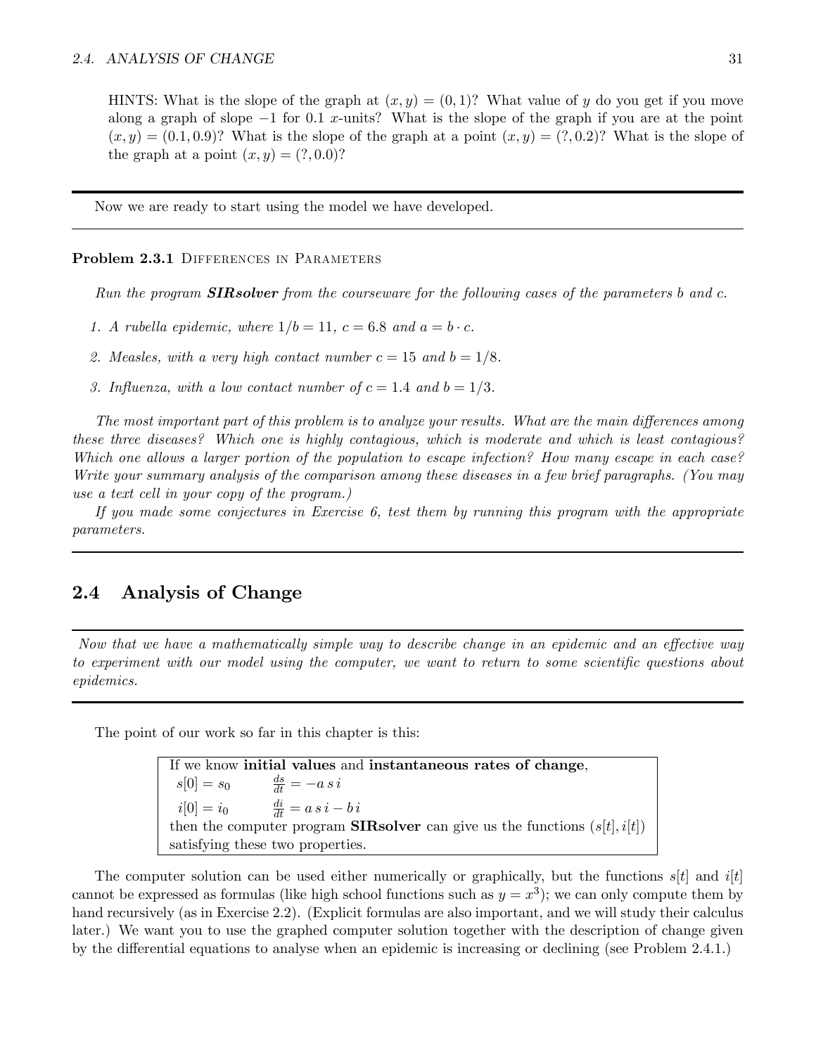HINTS: What is the slope of the graph at $(x, y) = (0, 1)$? What value of $y$ do you get if you move along a graph of slope $-1$ for 0.1 $x$-units? What is the slope of the graph if you are at the point $(x, y) = (0.1, 0.9)$? What is the slope of the graph at a point $(x, y) = (?, 0.2)$? What is the slope of the graph at a point $(x, y) = (?, 0.0)$?

---

Now we are ready to start using the model we have developed.

---

**Problem 2.3.1** Differences in Parameters

*Run the program* ***SIRsolver*** *from the courseware for the following cases of the parameters $b$ and $c$.*

1. *A rubella epidemic, where $1/b = 11$, $c = 6.8$ and $a = b \cdot c$.*
2. *Measles, with a very high contact number $c = 15$ and $b = 1/8$.*
3. *Influenza, with a low contact number of $c = 1.4$ and $b = 1/3$.*

*The most important part of this problem is to analyze your results. What are the main differences among these three diseases? Which one is highly contagious, which is moderate and which is least contagious? Which one allows a larger portion of the population to escape infection? How many escape in each case? Write your summary analysis of the comparison among these diseases in a few brief paragraphs. (You may use a text cell in your copy of the program.)*

*If you made some conjectures in Exercise 6, test them by running this program with the appropriate parameters.*

---

## 2.4 Analysis of Change

---

*Now that we have a mathematically simple way to describe change in an epidemic and an effective way to experiment with our model using the computer, we want to return to some scientific questions about epidemics.*

---

The point of our work so far in this chapter is this:

> If we know **initial values** and **instantaneous rates of change**,
> $s[0] = s_0 \qquad \frac{ds}{dt} = -a\,s\,i$
> $i[0] = i_0 \qquad \frac{di}{dt} = a\,s\,i - b\,i$
> then the computer program **SIRsolver** can give us the functions $(s[t], i[t])$ satisfying these two properties.

The computer solution can be used either numerically or graphically, but the functions $s[t]$ and $i[t]$ cannot be expressed as formulas (like high school functions such as $y = x^3$); we can only compute them by hand recursively (as in Exercise 2.2). (Explicit formulas are also important, and we will study their calculus later.) We want you to use the graphed computer solution together with the description of change given by the differential equations to analyse when an epidemic is increasing or declining (see Problem 2.4.1.)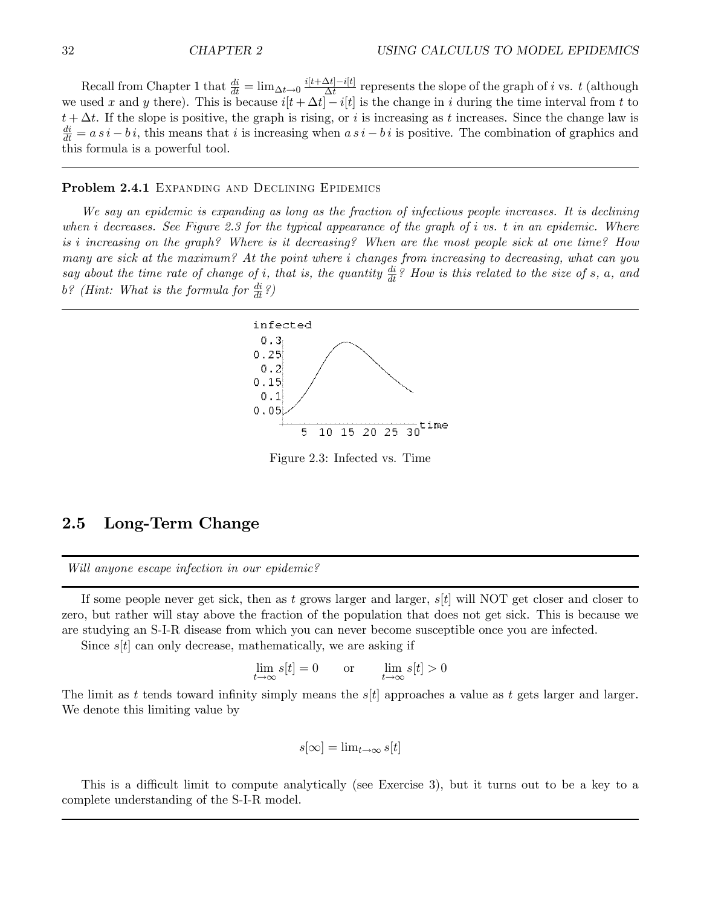Recall from Chapter 1 that $\frac{di}{dt} = \lim_{\Delta t \to 0} \frac{i[t+\Delta t]-i[t]}{\Delta t}$ represents the slope of the graph of $i$ vs. $t$ (although we used $x$ and $y$ there). This is because $i[t+\Delta t] - i[t]$ is the change in $i$ during the time interval from $t$ to $t + \Delta t$. If the slope is positive, the graph is rising, or $i$ is increasing as $t$ increases. Since the change law is $\frac{di}{dt} = a\,s\,i - b\,i$, this means that $i$ is increasing when $a\,s\,i - b\,i$ is positive. The combination of graphics and this formula is a powerful tool.

---

**Problem 2.4.1** Expanding and Declining Epidemics

*We say an epidemic is expanding as long as the fraction of infectious people increases. It is declining when i decreases. See Figure 2.3 for the typical appearance of the graph of i vs. t in an epidemic. Where is i increasing on the graph? Where is it decreasing? When are the most people sick at one time? How many are sick at the maximum? At the point where i changes from increasing to decreasing, what can you say about the time rate of change of i, that is, the quantity $\frac{di}{dt}$? How is this related to the size of s, a, and b? (Hint: What is the formula for $\frac{di}{dt}$?)*

---

Figure 2.3: Infected vs. Time

## 2.5 Long-Term Change

---

*Will anyone escape infection in our epidemic?*

---

If some people never get sick, then as $t$ grows larger and larger, $s[t]$ will NOT get closer and closer to zero, but rather will stay above the fraction of the population that does not get sick. This is because we are studying an S-I-R disease from which you can never become susceptible once you are infected.

Since $s[t]$ can only decrease, mathematically, we are asking if

$$\lim_{t \to \infty} s[t] = 0 \qquad \text{or} \qquad \lim_{t \to \infty} s[t] > 0$$

The limit as $t$ tends toward infinity simply means the $s[t]$ approaches a value as $t$ gets larger and larger. We denote this limiting value by

$$s[\infty] = \lim_{t \to \infty} s[t]$$

This is a difficult limit to compute analytically (see Exercise 3), but it turns out to be a key to a complete understanding of the S-I-R model.

---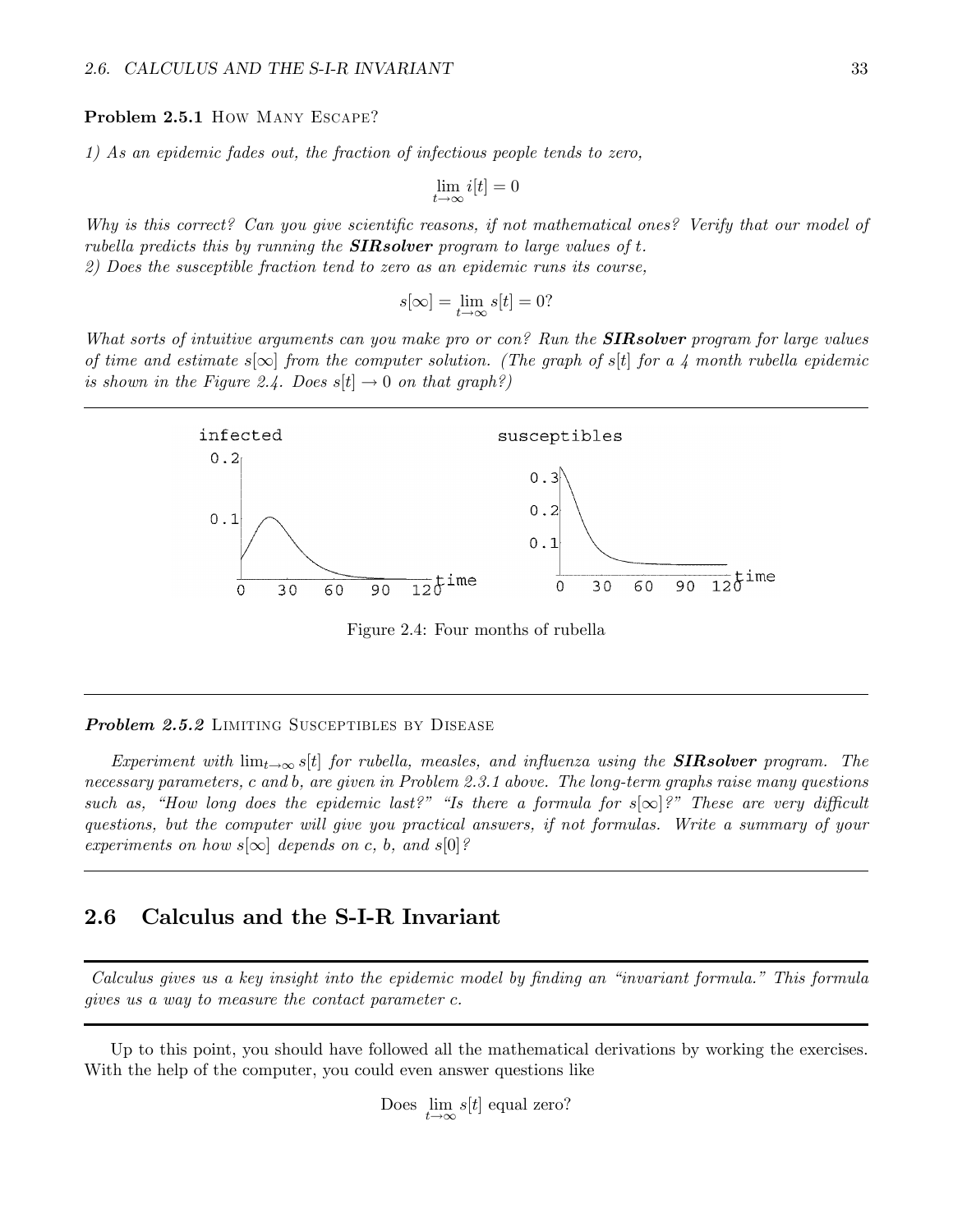**Problem 2.5.1** How Many Escape?

*1) As an epidemic fades out, the fraction of infectious people tends to zero,*

$$\lim_{t\to\infty} i[t] = 0$$

*Why is this correct? Can you give scientific reasons, if not mathematical ones? Verify that our model of rubella predicts this by running the **SIRsolver** program to large values of $t$.*
*2) Does the susceptible fraction tend to zero as an epidemic runs its course,*

$$s[\infty] = \lim_{t\to\infty} s[t] = 0?$$

*What sorts of intuitive arguments can you make pro or con? Run the **SIRsolver** program for large values of time and estimate $s[\infty]$ from the computer solution. (The graph of $s[t]$ for a 4 month rubella epidemic is shown in the Figure 2.4. Does $s[t] \to 0$ on that graph?)*

---

Figure 2.4: Four months of rubella

---

***Problem 2.5.2*** Limiting Susceptibles by Disease

*Experiment with $\lim_{t\to\infty} s[t]$ for rubella, measles, and influenza using the **SIRsolver** program. The necessary parameters, $c$ and $b$, are given in Problem 2.3.1 above. The long-term graphs raise many questions such as, "How long does the epidemic last?" "Is there a formula for $s[\infty]$?" These are very difficult questions, but the computer will give you practical answers, if not formulas. Write a summary of your experiments on how $s[\infty]$ depends on $c$, $b$, and $s[0]$?*

---

## 2.6 Calculus and the S-I-R Invariant

*Calculus gives us a key insight into the epidemic model by finding an "invariant formula." This formula gives us a way to measure the contact parameter $c$.*

---

Up to this point, you should have followed all the mathematical derivations by working the exercises. With the help of the computer, you could even answer questions like

$$\text{Does } \lim_{t\to\infty} s[t] \text{ equal zero?}$$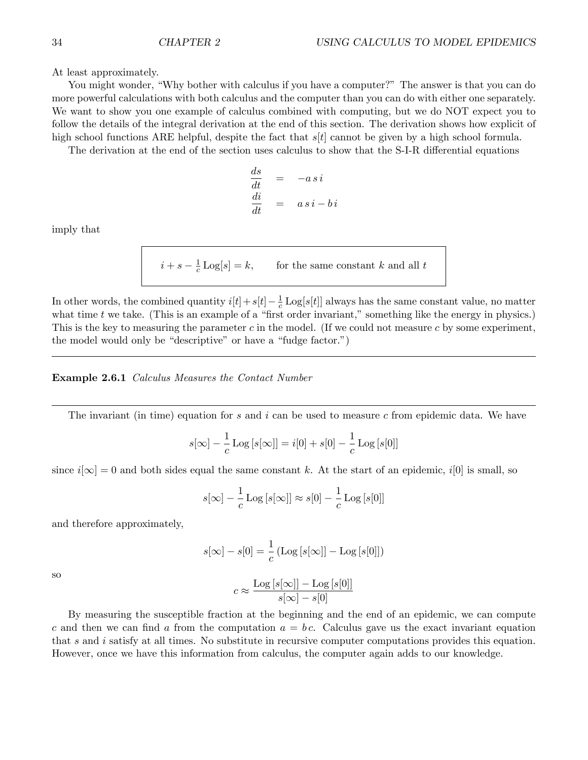At least approximately.

You might wonder, "Why bother with calculus if you have a computer?" The answer is that you can do more powerful calculations with both calculus and the computer than you can do with either one separately. We want to show you one example of calculus combined with computing, but we do NOT expect you to follow the details of the integral derivation at the end of this section. The derivation shows how explicit of high school functions ARE helpful, despite the fact that $s[t]$ cannot be given by a high school formula.

The derivation at the end of the section uses calculus to show that the S-I-R differential equations

$$
\begin{aligned}
\frac{ds}{dt} &= -a\, s\, i \\
\frac{di}{dt} &= a\, s\, i - b\, i
\end{aligned}
$$

imply that

$$
i + s - \frac{1}{c}\,\mathrm{Log}[s] = k, \qquad \text{for the same constant } k \text{ and all } t
$$

In other words, the combined quantity $i[t] + s[t] - \frac{1}{c}\,\mathrm{Log}[s[t]]$ always has the same constant value, no matter what time $t$ we take. (This is an example of a "first order invariant," something like the energy in physics.) This is the key to measuring the parameter $c$ in the model. (If we could not measure $c$ by some experiment, the model would only be "descriptive" or have a "fudge factor.")

---

**Example 2.6.1** *Calculus Measures the Contact Number*

---

The invariant (in time) equation for $s$ and $i$ can be used to measure $c$ from epidemic data. We have

$$
s[\infty] - \frac{1}{c}\,\mathrm{Log}\,[s[\infty]] = i[0] + s[0] - \frac{1}{c}\,\mathrm{Log}\,[s[0]]
$$

since $i[\infty] = 0$ and both sides equal the same constant $k$. At the start of an epidemic, $i[0]$ is small, so

$$
s[\infty] - \frac{1}{c}\,\mathrm{Log}\,[s[\infty]] \approx s[0] - \frac{1}{c}\,\mathrm{Log}\,[s[0]]
$$

and therefore approximately,

$$
s[\infty] - s[0] = \frac{1}{c}\left(\mathrm{Log}\,[s[\infty]] - \mathrm{Log}\,[s[0]]\right)
$$

so

$$
c \approx \frac{\mathrm{Log}\,[s[\infty]] - \mathrm{Log}\,[s[0]]}{s[\infty] - s[0]}
$$

By measuring the susceptible fraction at the beginning and the end of an epidemic, we can compute $c$ and then we can find $a$ from the computation $a = b\,c$. Calculus gave us the exact invariant equation that $s$ and $i$ satisfy at all times. No substitute in recursive computer computations provides this equation. However, once we have this information from calculus, the computer again adds to our knowledge.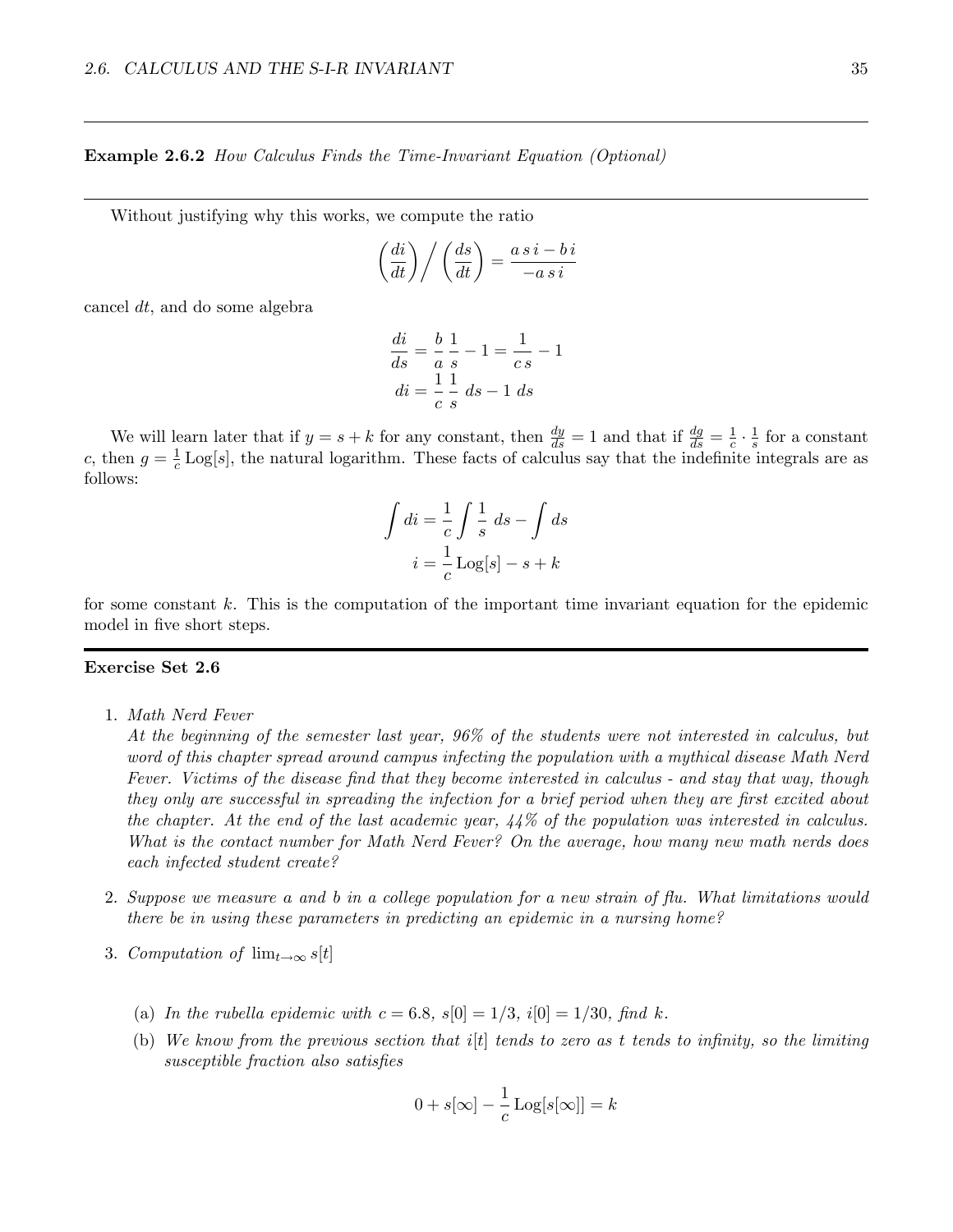**Example 2.6.2** *How Calculus Finds the Time-Invariant Equation (Optional)*

---

Without justifying why this works, we compute the ratio

$$\left(\frac{di}{dt}\right) \bigg/ \left(\frac{ds}{dt}\right) = \frac{a\,s\,i - b\,i}{-a\,s\,i}$$

cancel $dt$, and do some algebra

$$\frac{di}{ds} = \frac{b}{a}\,\frac{1}{s} - 1 = \frac{1}{c\,s} - 1$$
$$di = \frac{1}{c}\,\frac{1}{s}\;ds - 1\;ds$$

We will learn later that if $y = s + k$ for any constant, then $\frac{dy}{ds} = 1$ and that if $\frac{dg}{ds} = \frac{1}{c} \cdot \frac{1}{s}$ for a constant $c$, then $g = \frac{1}{c}\,\mathrm{Log}[s]$, the natural logarithm. These facts of calculus say that the indefinite integrals are as follows:

$$\int di = \frac{1}{c} \int \frac{1}{s}\;ds - \int ds$$
$$i = \frac{1}{c}\,\mathrm{Log}[s] - s + k$$

for some constant $k$. This is the computation of the important time invariant equation for the epidemic model in five short steps.

---

**Exercise Set 2.6**

1. *Math Nerd Fever*
   *At the beginning of the semester last year, 96% of the students were not interested in calculus, but word of this chapter spread around campus infecting the population with a mythical disease Math Nerd Fever. Victims of the disease find that they become interested in calculus - and stay that way, though they only are successful in spreading the infection for a brief period when they are first excited about the chapter. At the end of the last academic year, 44% of the population was interested in calculus. What is the contact number for Math Nerd Fever? On the average, how many new math nerds does each infected student create?*

2. *Suppose we measure $a$ and $b$ in a college population for a new strain of flu. What limitations would there be in using these parameters in predicting an epidemic in a nursing home?*

3. *Computation of* $\lim_{t\to\infty} s[t]$

   (a) *In the rubella epidemic with $c = 6.8$, $s[0] = 1/3$, $i[0] = 1/30$, find $k$.*

   (b) *We know from the previous section that $i[t]$ tends to zero as $t$ tends to infinity, so the limiting susceptible fraction also satisfies*

   $$0 + s[\infty] - \frac{1}{c}\,\mathrm{Log}[s[\infty]] = k$$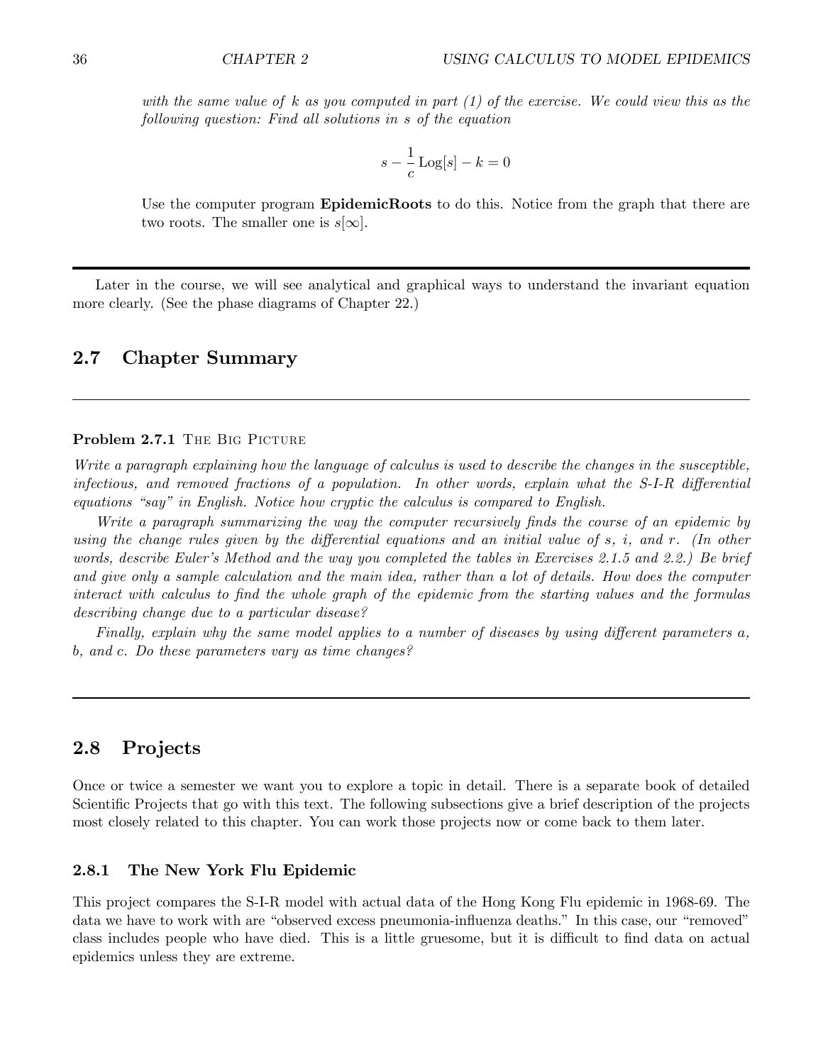*with the same value of $k$ as you computed in part (1) of the exercise. We could view this as the following question: Find all solutions in $s$ of the equation*

$$s - \frac{1}{c}\,\text{Log}[s] - k = 0$$

Use the computer program **EpidemicRoots** to do this. Notice from the graph that there are two roots. The smaller one is $s[\infty]$.

---

Later in the course, we will see analytical and graphical ways to understand the invariant equation more clearly. (See the phase diagrams of Chapter 22.)

## 2.7 Chapter Summary

---

**Problem 2.7.1** The Big Picture

*Write a paragraph explaining how the language of calculus is used to describe the changes in the susceptible, infectious, and removed fractions of a population. In other words, explain what the S-I-R differential equations "say" in English. Notice how cryptic the calculus is compared to English.*

*Write a paragraph summarizing the way the computer recursively finds the course of an epidemic by using the change rules given by the differential equations and an initial value of $s$, $i$, and $r$. (In other words, describe Euler's Method and the way you completed the tables in Exercises 2.1.5 and 2.2.) Be brief and give only a sample calculation and the main idea, rather than a lot of details. How does the computer interact with calculus to find the whole graph of the epidemic from the starting values and the formulas describing change due to a particular disease?*

*Finally, explain why the same model applies to a number of diseases by using different parameters $a$, $b$, and $c$. Do these parameters vary as time changes?*

---

## 2.8 Projects

Once or twice a semester we want you to explore a topic in detail. There is a separate book of detailed Scientific Projects that go with this text. The following subsections give a brief description of the projects most closely related to this chapter. You can work those projects now or come back to them later.

### 2.8.1 The New York Flu Epidemic

This project compares the S-I-R model with actual data of the Hong Kong Flu epidemic in 1968-69. The data we have to work with are "observed excess pneumonia-influenza deaths." In this case, our "removed" class includes people who have died. This is a little gruesome, but it is difficult to find data on actual epidemics unless they are extreme.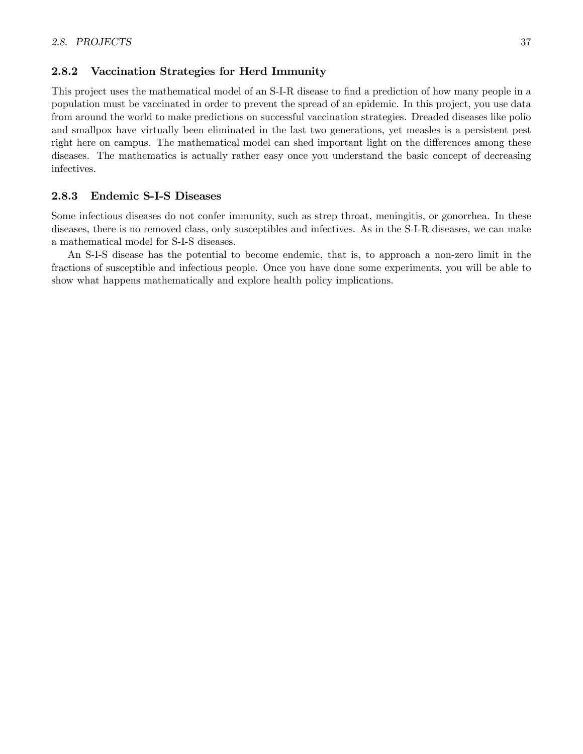### 2.8.2 Vaccination Strategies for Herd Immunity

This project uses the mathematical model of an S-I-R disease to find a prediction of how many people in a population must be vaccinated in order to prevent the spread of an epidemic. In this project, you use data from around the world to make predictions on successful vaccination strategies. Dreaded diseases like polio and smallpox have virtually been eliminated in the last two generations, yet measles is a persistent pest right here on campus. The mathematical model can shed important light on the differences among these diseases. The mathematics is actually rather easy once you understand the basic concept of decreasing infectives.

### 2.8.3 Endemic S-I-S Diseases

Some infectious diseases do not confer immunity, such as strep throat, meningitis, or gonorrhea. In these diseases, there is no removed class, only susceptibles and infectives. As in the S-I-R diseases, we can make a mathematical model for S-I-S diseases.

An S-I-S disease has the potential to become endemic, that is, to approach a non-zero limit in the fractions of susceptible and infectious people. Once you have done some experiments, you will be able to show what happens mathematically and explore health policy implications.